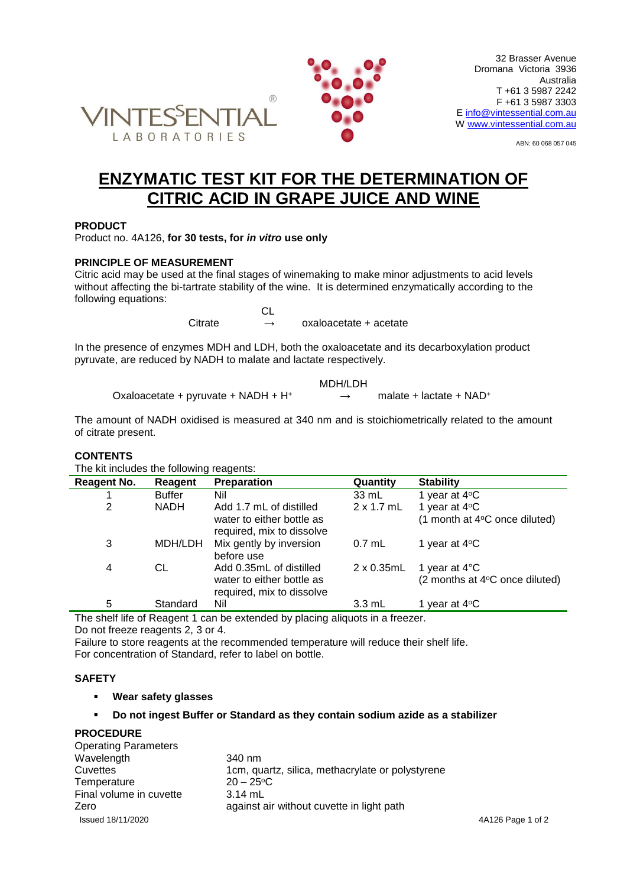VINTESSENTIAL®
LABORATORIES

32 Brasser Avenue
Dromana Victoria 3936
Australia
T +61 3 5987 2242
F +61 3 5987 3303
E info@vintessential.com.au
W www.vintessential.com.au

ABN: 60 068 057 045

# ENZYMATIC TEST KIT FOR THE DETERMINATION OF CITRIC ACID IN GRAPE JUICE AND WINE

**PRODUCT**

Product no. 4A126, **for 30 tests, for *in vitro* use only**

**PRINCIPLE OF MEASUREMENT**

Citric acid may be used at the final stages of winemaking to make minor adjustments to acid levels without affecting the bi-tartrate stability of the wine. It is determined enzymatically according to the following equations:

$$\text{Citrate} \xrightarrow{\text{CL}} \text{oxaloacetate + acetate}$$

In the presence of enzymes MDH and LDH, both the oxaloacetate and its decarboxylation product pyruvate, are reduced by NADH to malate and lactate respectively.

$$\text{Oxaloacetate + pyruvate + NADH + H}^+ \xrightarrow{\text{MDH/LDH}} \text{malate + lactate + NAD}^+$$

The amount of NADH oxidised is measured at 340 nm and is stoichiometrically related to the amount of citrate present.

**CONTENTS**

The kit includes the following reagents:

| Reagent No. | Reagent | Preparation | Quantity | Stability |
|---|---|---|---|---|
| 1 | Buffer | Nil | 33 mL | 1 year at 4°C |
| 2 | NADH | Add 1.7 mL of distilled water to either bottle as required, mix to dissolve | 2 x 1.7 mL | 1 year at 4°C (1 month at 4°C once diluted) |
| 3 | MDH/LDH | Mix gently by inversion before use | 0.7 mL | 1 year at 4°C |
| 4 | CL | Add 0.35mL of distilled water to either bottle as required, mix to dissolve | 2 x 0.35mL | 1 year at 4°C (2 months at 4°C once diluted) |
| 5 | Standard | Nil | 3.3 mL | 1 year at 4°C |

The shelf life of Reagent 1 can be extended by placing aliquots in a freezer.
Do not freeze reagents 2, 3 or 4.
Failure to store reagents at the recommended temperature will reduce their shelf life.
For concentration of Standard, refer to label on bottle.

**SAFETY**

- **Wear safety glasses**
- **Do not ingest Buffer or Standard as they contain sodium azide as a stabilizer**

**PROCEDURE**

| | |
|---|---|
| Operating Parameters | |
| Wavelength | 340 nm |
| Cuvettes | 1cm, quartz, silica, methacrylate or polystyrene |
| Temperature | 20 – 25°C |
| Final volume in cuvette | 3.14 mL |
| Zero | against air without cuvette in light path |

Issued 18/11/2020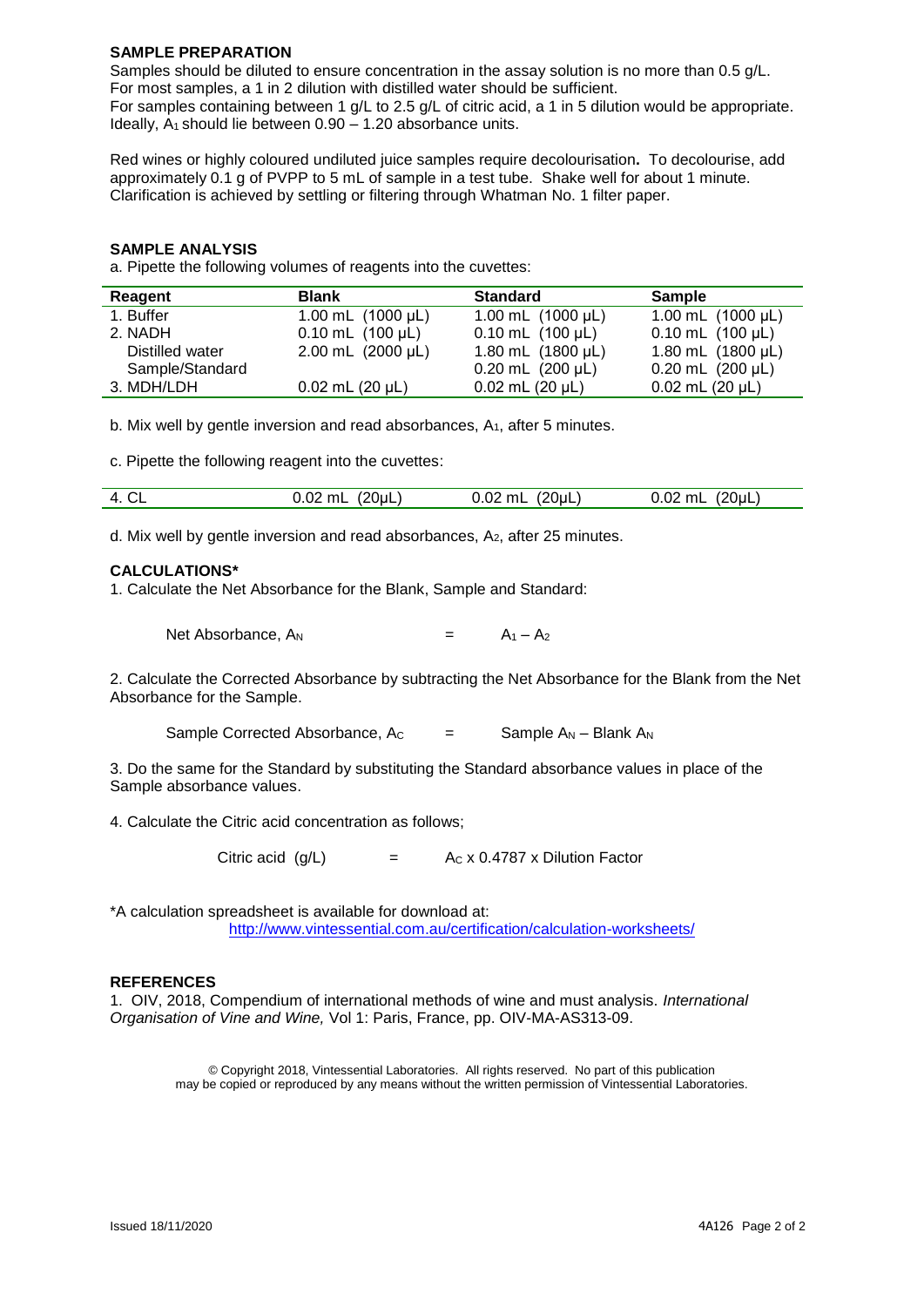## SAMPLE PREPARATION

Samples should be diluted to ensure concentration in the assay solution is no more than 0.5 g/L. For most samples, a 1 in 2 dilution with distilled water should be sufficient.
For samples containing between 1 g/L to 2.5 g/L of citric acid, a 1 in 5 dilution would be appropriate. Ideally, $A_1$ should lie between 0.90 – 1.20 absorbance units.

Red wines or highly coloured undiluted juice samples require decolourisation**.** To decolourise, add approximately 0.1 g of PVPP to 5 mL of sample in a test tube. Shake well for about 1 minute. Clarification is achieved by settling or filtering through Whatman No. 1 filter paper.

## SAMPLE ANALYSIS

a. Pipette the following volumes of reagents into the cuvettes:

| Reagent | Blank | Standard | Sample |
|---|---|---|---|
| 1. Buffer | 1.00 mL (1000 µL) | 1.00 mL (1000 µL) | 1.00 mL (1000 µL) |
| 2. NADH | 0.10 mL (100 µL) | 0.10 mL (100 µL) | 0.10 mL (100 µL) |
| Distilled water | 2.00 mL (2000 µL) | 1.80 mL (1800 µL) | 1.80 mL (1800 µL) |
| Sample/Standard | | 0.20 mL (200 µL) | 0.20 mL (200 µL) |
| 3. MDH/LDH | 0.02 mL (20 µL) | 0.02 mL (20 µL) | 0.02 mL (20 µL) |

b. Mix well by gentle inversion and read absorbances, $A_1$, after 5 minutes.

c. Pipette the following reagent into the cuvettes:

| | | | |
|---|---|---|---|
| 4. CL | 0.02 mL (20µL) | 0.02 mL (20µL) | 0.02 mL (20µL) |

d. Mix well by gentle inversion and read absorbances, $A_2$, after 25 minutes.

## CALCULATIONS*

1. Calculate the Net Absorbance for the Blank, Sample and Standard:

$$\text{Net Absorbance, } A_N = A_1 - A_2$$

2. Calculate the Corrected Absorbance by subtracting the Net Absorbance for the Blank from the Net Absorbance for the Sample.

$$\text{Sample Corrected Absorbance, } A_C = \text{Sample } A_N - \text{Blank } A_N$$

3. Do the same for the Standard by substituting the Standard absorbance values in place of the Sample absorbance values.

4. Calculate the Citric acid concentration as follows;

$$\text{Citric acid (g/L)} = A_C \times 0.4787 \times \text{Dilution Factor}$$

*A calculation spreadsheet is available for download at:
http://www.vintessential.com.au/certification/calculation-worksheets/

## REFERENCES

1. OIV, 2018, Compendium of international methods of wine and must analysis. *International Organisation of Vine and Wine,* Vol 1: Paris, France, pp. OIV-MA-AS313-09.

© Copyright 2018, Vintessential Laboratories. All rights reserved. No part of this publication may be copied or reproduced by any means without the written permission of Vintessential Laboratories.